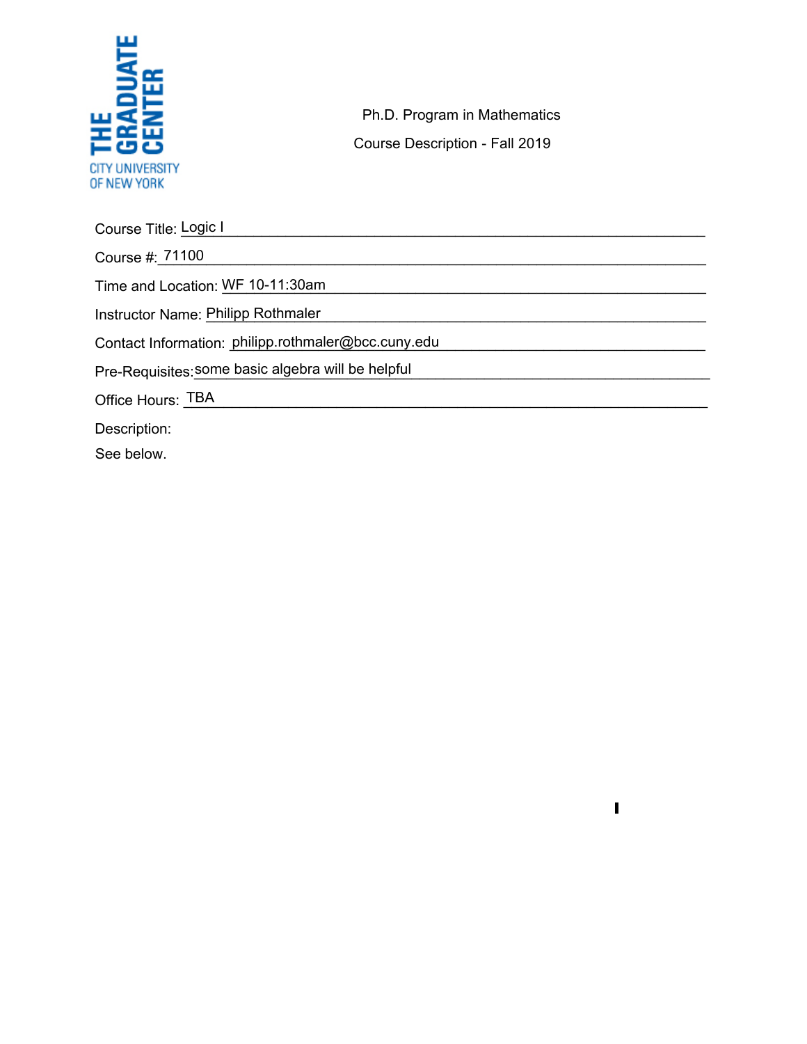THE GRADUATE CENTER
CITY UNIVERSITY OF NEW YORK

Ph.D. Program in Mathematics

Course Description - Fall 2019

Course Title: Logic I

Course #: 71100

Time and Location: WF 10-11:30am

Instructor Name: Philipp Rothmaler

Contact Information: philipp.rothmaler@bcc.cuny.edu

Pre-Requisites: some basic algebra will be helpful

Office Hours: TBA

Description:

See below.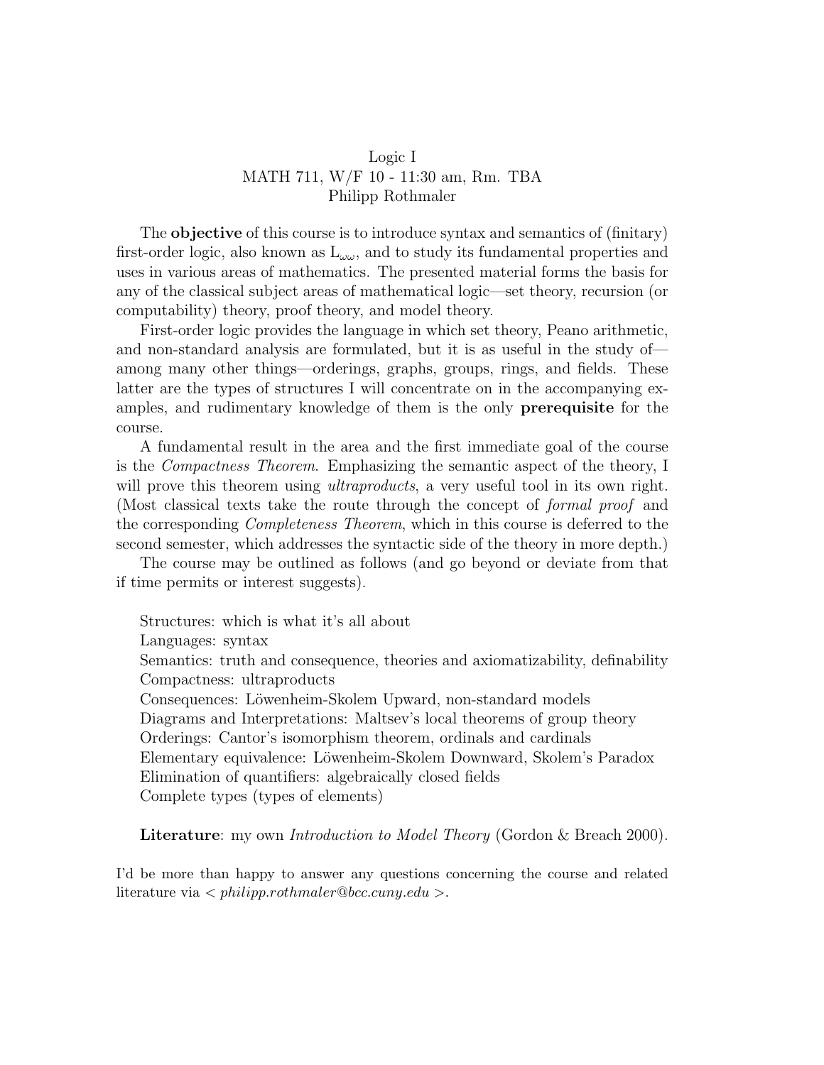Logic I

MATH 711, W/F 10 - 11:30 am, Rm. TBA

Philipp Rothmaler

The **objective** of this course is to introduce syntax and semantics of (finitary) first-order logic, also known as $L_{\omega\omega}$, and to study its fundamental properties and uses in various areas of mathematics. The presented material forms the basis for any of the classical subject areas of mathematical logic—set theory, recursion (or computability) theory, proof theory, and model theory.

First-order logic provides the language in which set theory, Peano arithmetic, and non-standard analysis are formulated, but it is as useful in the study of—among many other things—orderings, graphs, groups, rings, and fields. These latter are the types of structures I will concentrate on in the accompanying examples, and rudimentary knowledge of them is the only **prerequisite** for the course.

A fundamental result in the area and the first immediate goal of the course is the *Compactness Theorem*. Emphasizing the semantic aspect of the theory, I will prove this theorem using *ultraproducts*, a very useful tool in its own right. (Most classical texts take the route through the concept of *formal proof* and the corresponding *Completeness Theorem*, which in this course is deferred to the second semester, which addresses the syntactic side of the theory in more depth.)

The course may be outlined as follows (and go beyond or deviate from that if time permits or interest suggests).

Structures: which is what it's all about
Languages: syntax
Semantics: truth and consequence, theories and axiomatizability, definability
Compactness: ultraproducts
Consequences: Löwenheim-Skolem Upward, non-standard models
Diagrams and Interpretations: Maltsev's local theorems of group theory
Orderings: Cantor's isomorphism theorem, ordinals and cardinals
Elementary equivalence: Löwenheim-Skolem Downward, Skolem's Paradox
Elimination of quantifiers: algebraically closed fields
Complete types (types of elements)

**Literature**: my own *Introduction to Model Theory* (Gordon & Breach 2000).

I'd be more than happy to answer any questions concerning the course and related literature via < *philipp.rothmaler@bcc.cuny.edu* >.